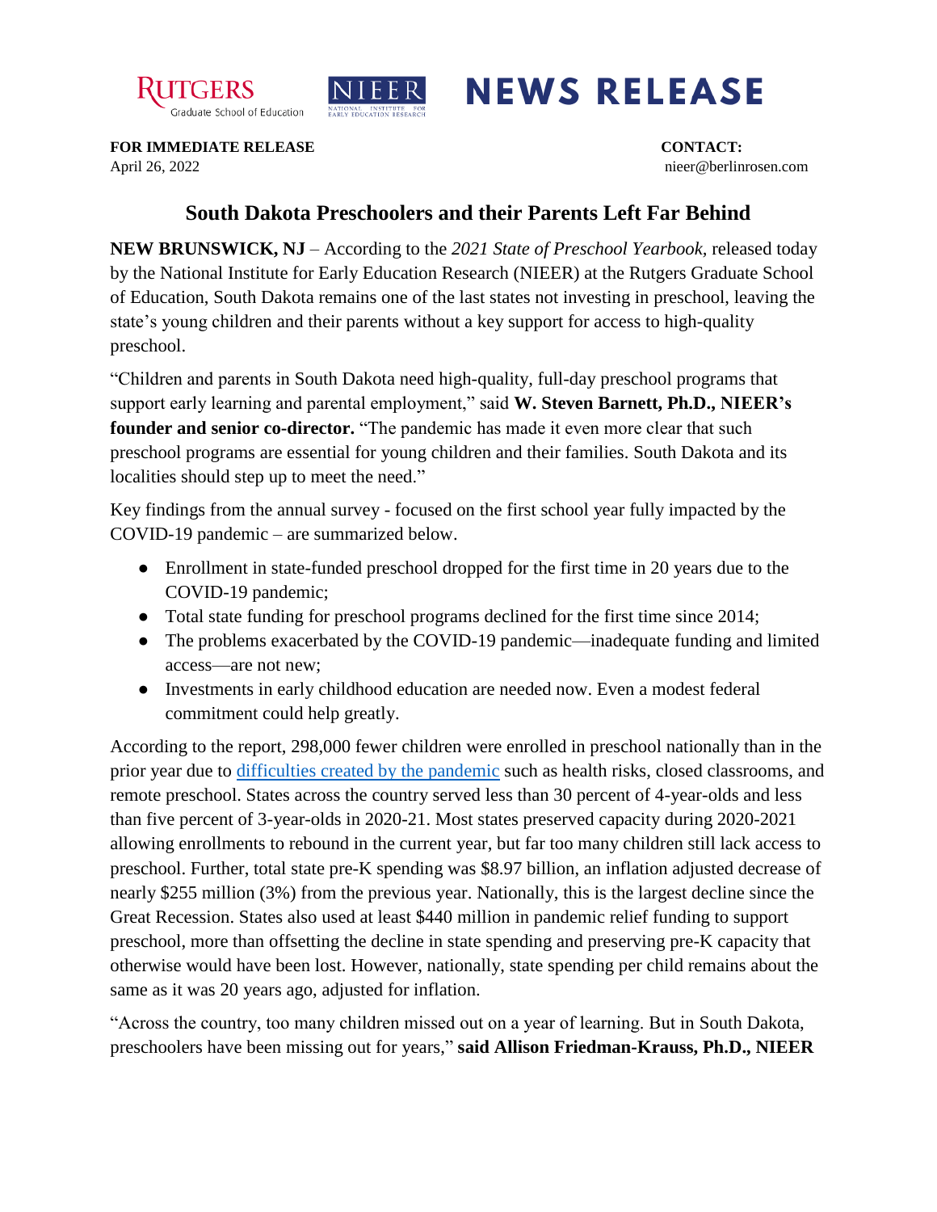Rutgers Graduate School of Education | NIEER National Institute for Early Education Research | **NEWS RELEASE**

**FOR IMMEDIATE RELEASE**
April 26, 2022

**CONTACT:**
nieer@berlinrosen.com

## South Dakota Preschoolers and their Parents Left Far Behind

**NEW BRUNSWICK, NJ** – According to the *2021 State of Preschool Yearbook*, released today by the National Institute for Early Education Research (NIEER) at the Rutgers Graduate School of Education, South Dakota remains one of the last states not investing in preschool, leaving the state's young children and their parents without a key support for access to high-quality preschool.

"Children and parents in South Dakota need high-quality, full-day preschool programs that support early learning and parental employment," said **W. Steven Barnett, Ph.D., NIEER's founder and senior co-director.** "The pandemic has made it even more clear that such preschool programs are essential for young children and their families. South Dakota and its localities should step up to meet the need."

Key findings from the annual survey - focused on the first school year fully impacted by the COVID-19 pandemic – are summarized below.

- Enrollment in state-funded preschool dropped for the first time in 20 years due to the COVID-19 pandemic;
- Total state funding for preschool programs declined for the first time since 2014;
- The problems exacerbated by the COVID-19 pandemic—inadequate funding and limited access—are not new;
- Investments in early childhood education are needed now. Even a modest federal commitment could help greatly.

According to the report, 298,000 fewer children were enrolled in preschool nationally than in the prior year due to [difficulties created by the pandemic](https://) such as health risks, closed classrooms, and remote preschool. States across the country served less than 30 percent of 4-year-olds and less than five percent of 3-year-olds in 2020-21. Most states preserved capacity during 2020-2021 allowing enrollments to rebound in the current year, but far too many children still lack access to preschool. Further, total state pre-K spending was $8.97 billion, an inflation adjusted decrease of nearly $255 million (3%) from the previous year. Nationally, this is the largest decline since the Great Recession. States also used at least $440 million in pandemic relief funding to support preschool, more than offsetting the decline in state spending and preserving pre-K capacity that otherwise would have been lost. However, nationally, state spending per child remains about the same as it was 20 years ago, adjusted for inflation.

"Across the country, too many children missed out on a year of learning. But in South Dakota, preschoolers have been missing out for years," **said Allison Friedman-Krauss, Ph.D., NIEER**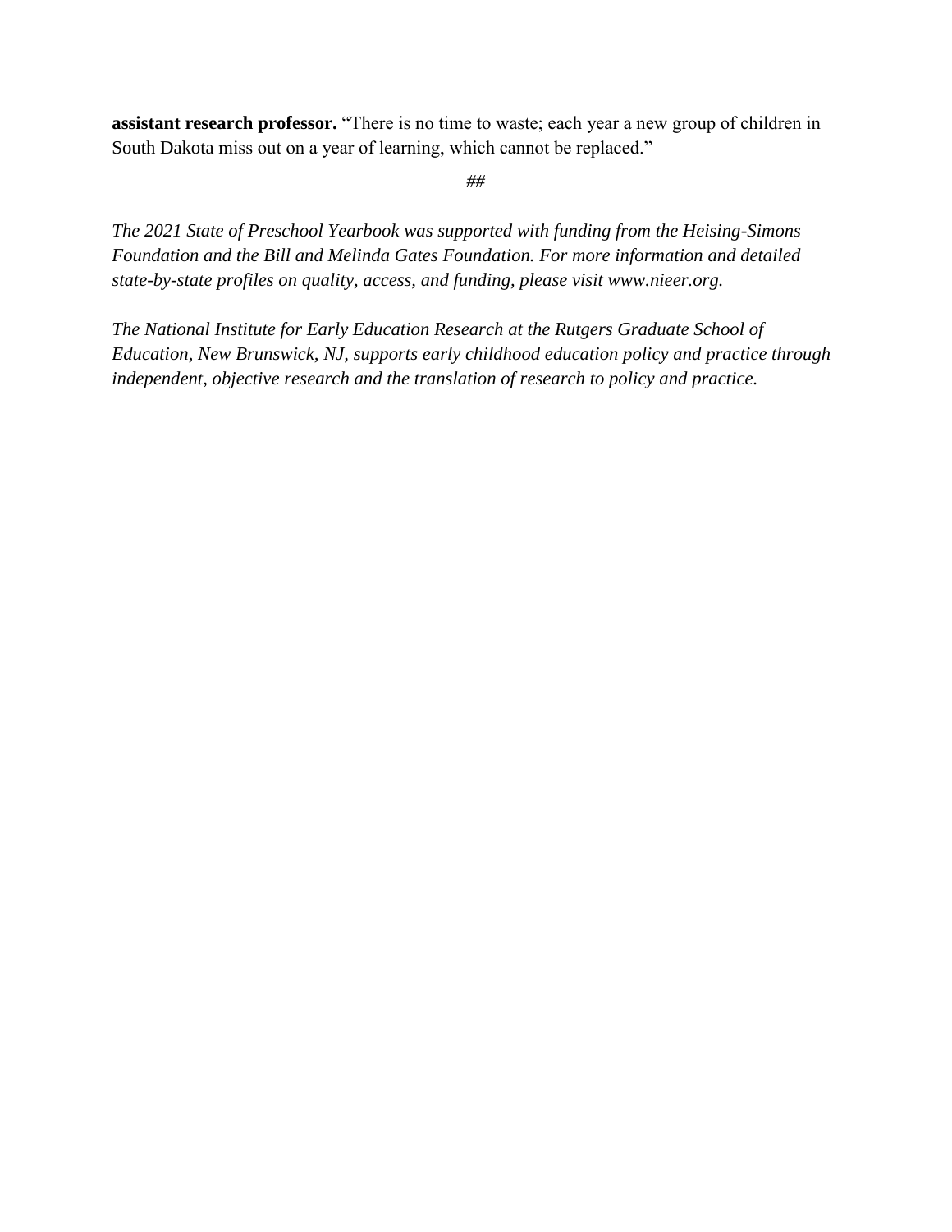**assistant research professor.** "There is no time to waste; each year a new group of children in South Dakota miss out on a year of learning, which cannot be replaced."

*##*

*The 2021 State of Preschool Yearbook was supported with funding from the Heising-Simons Foundation and the Bill and Melinda Gates Foundation. For more information and detailed state-by-state profiles on quality, access, and funding, please visit www.nieer.org.*

*The National Institute for Early Education Research at the Rutgers Graduate School of Education, New Brunswick, NJ, supports early childhood education policy and practice through independent, objective research and the translation of research to policy and practice.*